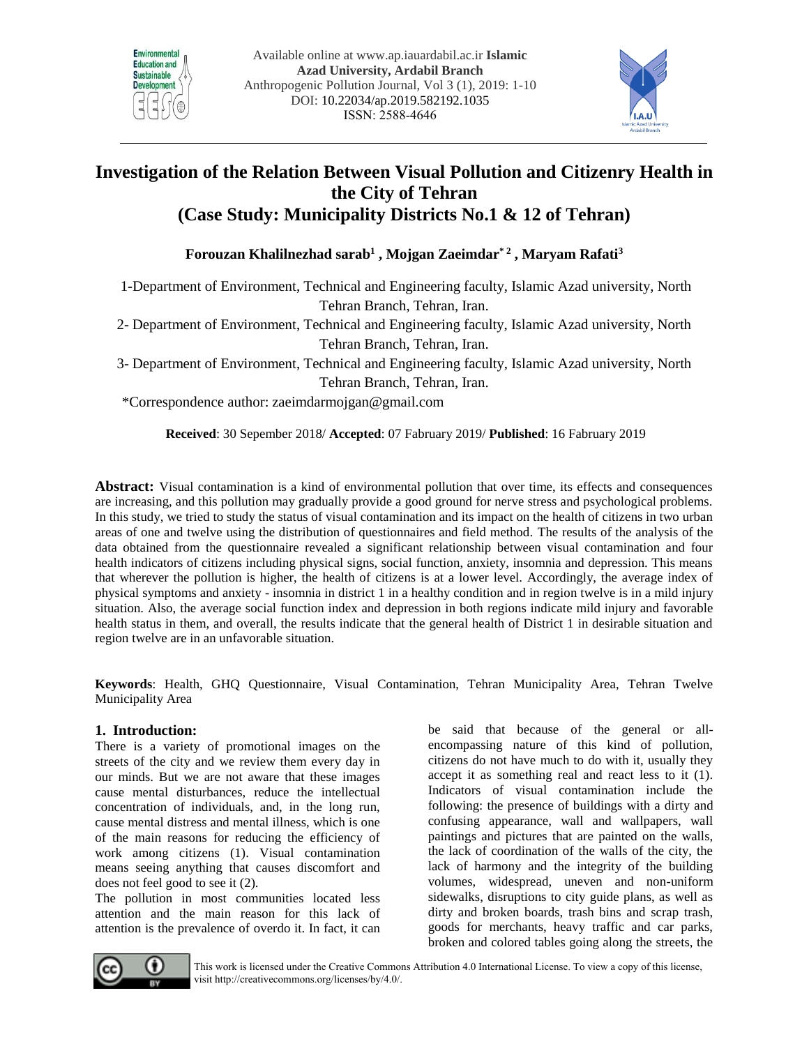# Investigation of the Relation Between Visual Pollution and Citizenry Health in the City of Tehran (Case Study: Municipality Districts No.1 & 12 of Tehran)

**Forouzan Khalilnezhad sarab[1] , Mojgan Zaeimdar[* 2] , Maryam Rafati[3]**

1-Department of Environment, Technical and Engineering faculty, Islamic Azad university, North Tehran Branch, Tehran, Iran.

2- Department of Environment, Technical and Engineering faculty, Islamic Azad university, North Tehran Branch, Tehran, Iran.

3- Department of Environment, Technical and Engineering faculty, Islamic Azad university, North Tehran Branch, Tehran, Iran.

*Correspondence author: zaeimdarmojgan@gmail.com

**Received**: 30 Sepember 2018/ **Accepted**: 07 February 2019/ **Published**: 16 February 2019

**Abstract:** Visual contamination is a kind of environmental pollution that over time, its effects and consequences are increasing, and this pollution may gradually provide a good ground for nerve stress and psychological problems. In this study, we tried to study the status of visual contamination and its impact on the health of citizens in two urban areas of one and twelve using the distribution of questionnaires and field method. The results of the analysis of the data obtained from the questionnaire revealed a significant relationship between visual contamination and four health indicators of citizens including physical signs, social function, anxiety, insomnia and depression. This means that wherever the pollution is higher, the health of citizens is at a lower level. Accordingly, the average index of physical symptoms and anxiety - insomnia in district 1 in a healthy condition and in region twelve is in a mild injury situation. Also, the average social function index and depression in both regions indicate mild injury and favorable health status in them, and overall, the results indicate that the general health of District 1 in desirable situation and region twelve are in an unfavorable situation.

**Keywords**: Health, GHQ Questionnaire, Visual Contamination, Tehran Municipality Area, Tehran Twelve Municipality Area

## 1. Introduction:

There is a variety of promotional images on the streets of the city and we review them every day in our minds. But we are not aware that these images cause mental disturbances, reduce the intellectual concentration of individuals, and, in the long run, cause mental distress and mental illness, which is one of the main reasons for reducing the efficiency of work among citizens (1). Visual contamination means seeing anything that causes discomfort and does not feel good to see it (2).

The pollution in most communities located less attention and the main reason for this lack of attention is the prevalence of overdo it. In fact, it can be said that because of the general or all-encompassing nature of this kind of pollution, citizens do not have much to do with it, usually they accept it as something real and react less to it (1). Indicators of visual contamination include the following: the presence of buildings with a dirty and confusing appearance, wall and wallpapers, wall paintings and pictures that are painted on the walls, the lack of coordination of the walls of the city, the lack of harmony and the integrity of the building volumes, widespread, uneven and non-uniform sidewalks, disruptions to city guide plans, as well as dirty and broken boards, trash bins and scrap trash, goods for merchants, heavy traffic and car parks, broken and colored tables going along the streets, the

This work is licensed under the Creative Commons Attribution 4.0 International License. To view a copy of this license, visit http://creativecommons.org/licenses/by/4.0/.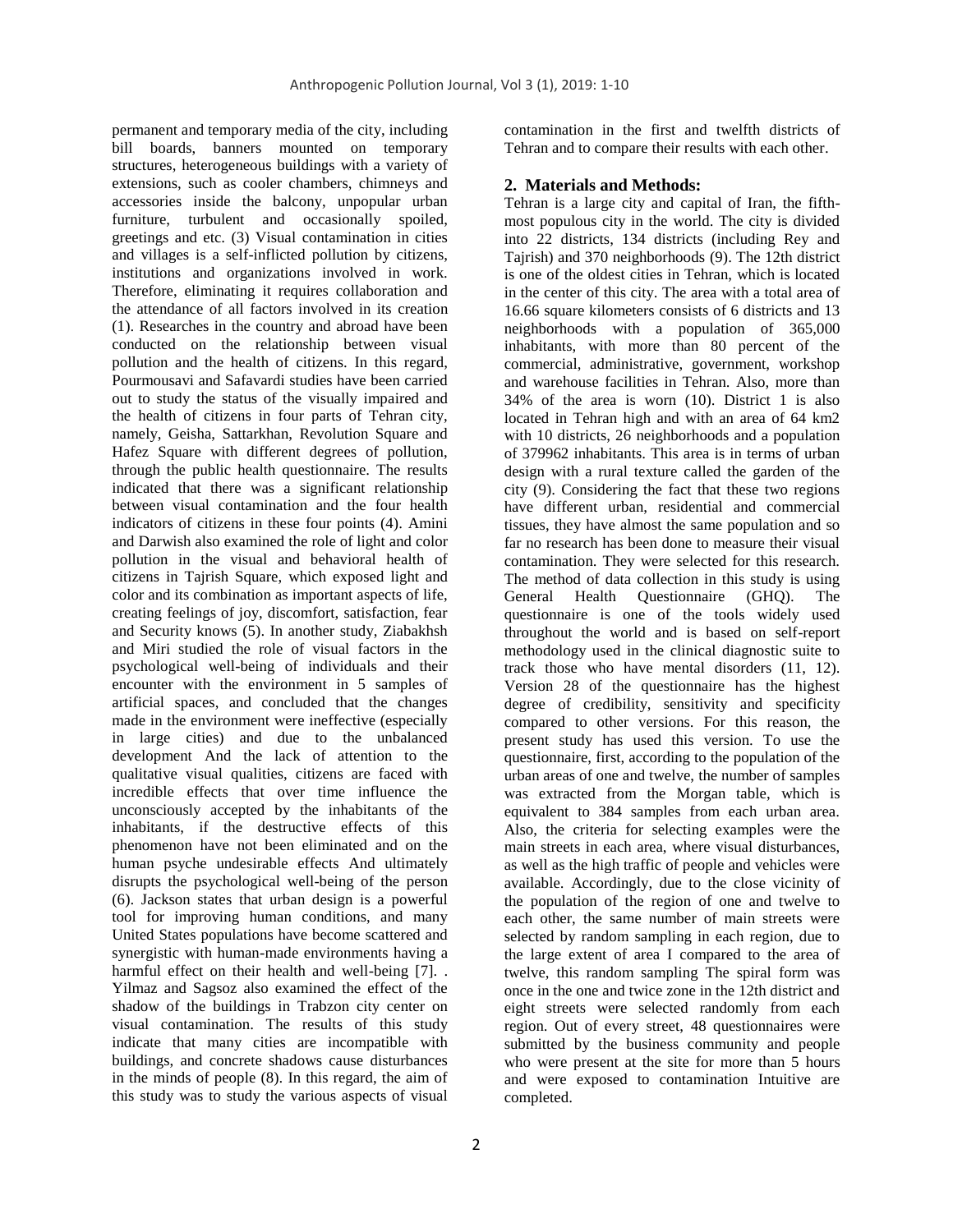permanent and temporary media of the city, including bill boards, banners mounted on temporary structures, heterogeneous buildings with a variety of extensions, such as cooler chambers, chimneys and accessories inside the balcony, unpopular urban furniture, turbulent and occasionally spoiled, greetings and etc. (3) Visual contamination in cities and villages is a self-inflicted pollution by citizens, institutions and organizations involved in work. Therefore, eliminating it requires collaboration and the attendance of all factors involved in its creation (1). Researches in the country and abroad have been conducted on the relationship between visual pollution and the health of citizens. In this regard, Pourmousavi and Safavardi studies have been carried out to study the status of the visually impaired and the health of citizens in four parts of Tehran city, namely, Geisha, Sattarkhan, Revolution Square and Hafez Square with different degrees of pollution, through the public health questionnaire. The results indicated that there was a significant relationship between visual contamination and the four health indicators of citizens in these four points (4). Amini and Darwish also examined the role of light and color pollution in the visual and behavioral health of citizens in Tajrish Square, which exposed light and color and its combination as important aspects of life, creating feelings of joy, discomfort, satisfaction, fear and Security knows (5). In another study, Ziabakhsh and Miri studied the role of visual factors in the psychological well-being of individuals and their encounter with the environment in 5 samples of artificial spaces, and concluded that the changes made in the environment were ineffective (especially in large cities) and due to the unbalanced development And the lack of attention to the qualitative visual qualities, citizens are faced with incredible effects that over time influence the unconsciously accepted by the inhabitants of the inhabitants, if the destructive effects of this phenomenon have not been eliminated and on the human psyche undesirable effects And ultimately disrupts the psychological well-being of the person (6). Jackson states that urban design is a powerful tool for improving human conditions, and many United States populations have become scattered and synergistic with human-made environments having a harmful effect on their health and well-being [7]. . Yilmaz and Sagsoz also examined the effect of the shadow of the buildings in Trabzon city center on visual contamination. The results of this study indicate that many cities are incompatible with buildings, and concrete shadows cause disturbances in the minds of people (8). In this regard, the aim of this study was to study the various aspects of visual contamination in the first and twelfth districts of Tehran and to compare their results with each other.

## 2. Materials and Methods:

Tehran is a large city and capital of Iran, the fifth-most populous city in the world. The city is divided into 22 districts, 134 districts (including Rey and Tajrish) and 370 neighborhoods (9). The 12th district is one of the oldest cities in Tehran, which is located in the center of this city. The area with a total area of 16.66 square kilometers consists of 6 districts and 13 neighborhoods with a population of 365,000 inhabitants, with more than 80 percent of the commercial, administrative, government, workshop and warehouse facilities in Tehran. Also, more than 34% of the area is worn (10). District 1 is also located in Tehran high and with an area of 64 km2 with 10 districts, 26 neighborhoods and a population of 379962 inhabitants. This area is in terms of urban design with a rural texture called the garden of the city (9). Considering the fact that these two regions have different urban, residential and commercial tissues, they have almost the same population and so far no research has been done to measure their visual contamination. They were selected for this research. The method of data collection in this study is using General Health Questionnaire (GHQ). The questionnaire is one of the tools widely used throughout the world and is based on self-report methodology used in the clinical diagnostic suite to track those who have mental disorders (11, 12). Version 28 of the questionnaire has the highest degree of credibility, sensitivity and specificity compared to other versions. For this reason, the present study has used this version. To use the questionnaire, first, according to the population of the urban areas of one and twelve, the number of samples was extracted from the Morgan table, which is equivalent to 384 samples from each urban area. Also, the criteria for selecting examples were the main streets in each area, where visual disturbances, as well as the high traffic of people and vehicles were available. Accordingly, due to the close vicinity of the population of the region of one and twelve to each other, the same number of main streets were selected by random sampling in each region, due to the large extent of area I compared to the area of twelve, this random sampling The spiral form was once in the one and twice zone in the 12th district and eight streets were selected randomly from each region. Out of every street, 48 questionnaires were submitted by the business community and people who were present at the site for more than 5 hours and were exposed to contamination Intuitive are completed.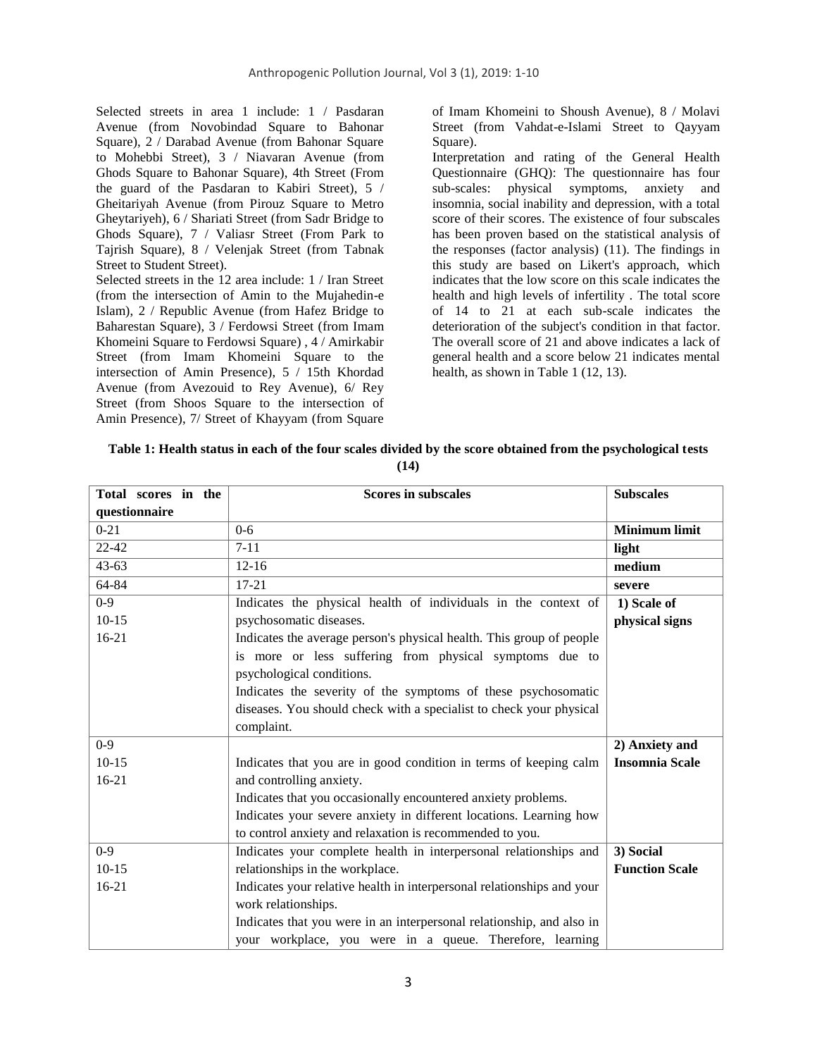Selected streets in area 1 include: 1 / Pasdaran Avenue (from Novobindad Square to Bahonar Square), 2 / Darabad Avenue (from Bahonar Square to Mohebbi Street), 3 / Niavaran Avenue (from Ghods Square to Bahonar Square), 4th Street (From the guard of the Pasdaran to Kabiri Street), 5 / Gheitariyah Avenue (from Pirouz Square to Metro Gheytariyeh), 6 / Shariati Street (from Sadr Bridge to Ghods Square), 7 / Valiasr Street (From Park to Tajrish Square), 8 / Velenjak Street (from Tabnak Street to Student Street).

Selected streets in the 12 area include: 1 / Iran Street (from the intersection of Amin to the Mujahedin-e Islam), 2 / Republic Avenue (from Hafez Bridge to Baharestan Square), 3 / Ferdowsi Street (from Imam Khomeini Square to Ferdowsi Square) , 4 / Amirkabir Street (from Imam Khomeini Square to the intersection of Amin Presence), 5 / 15th Khordad Avenue (from Avezouid to Rey Avenue), 6/ Rey Street (from Shoos Square to the intersection of Amin Presence), 7/ Street of Khayyam (from Square of Imam Khomeini to Shoush Avenue), 8 / Molavi Street (from Vahdat-e-Islami Street to Qayyam Square).

Interpretation and rating of the General Health Questionnaire (GHQ): The questionnaire has four sub-scales: physical symptoms, anxiety and insomnia, social inability and depression, with a total score of their scores. The existence of four subscales has been proven based on the statistical analysis of the responses (factor analysis) (11). The findings in this study are based on Likert's approach, which indicates that the low score on this scale indicates the health and high levels of infertility . The total score of 14 to 21 at each sub-scale indicates the deterioration of the subject's condition in that factor. The overall score of 21 and above indicates a lack of general health and a score below 21 indicates mental health, as shown in Table 1 (12, 13).

**Table 1: Health status in each of the four scales divided by the score obtained from the psychological tests (14)**

| Total scores in the questionnaire | Scores in subscales | Subscales |
|---|---|---|
| 0-21 | 0-6 | **Minimum limit** |
| 22-42 | 7-11 | **light** |
| 43-63 | 12-16 | **medium** |
| 64-84 | 17-21 | **severe** |
| 0-9<br>10-15<br>16-21 | Indicates the physical health of individuals in the context of psychosomatic diseases.<br>Indicates the average person's physical health. This group of people is more or less suffering from physical symptoms due to psychological conditions.<br>Indicates the severity of the symptoms of these psychosomatic diseases. You should check with a specialist to check your physical complaint. | **1) Scale of physical signs** |
| 0-9<br>10-15<br>16-21 | Indicates that you are in good condition in terms of keeping calm and controlling anxiety.<br>Indicates that you occasionally encountered anxiety problems.<br>Indicates your severe anxiety in different locations. Learning how to control anxiety and relaxation is recommended to you. | **2) Anxiety and Insomnia Scale** |
| 0-9<br>10-15<br>16-21 | Indicates your complete health in interpersonal relationships and relationships in the workplace.<br>Indicates your relative health in interpersonal relationships and your work relationships.<br>Indicates that you were in an interpersonal relationship, and also in your workplace, you were in a queue. Therefore, learning | **3) Social Function Scale** |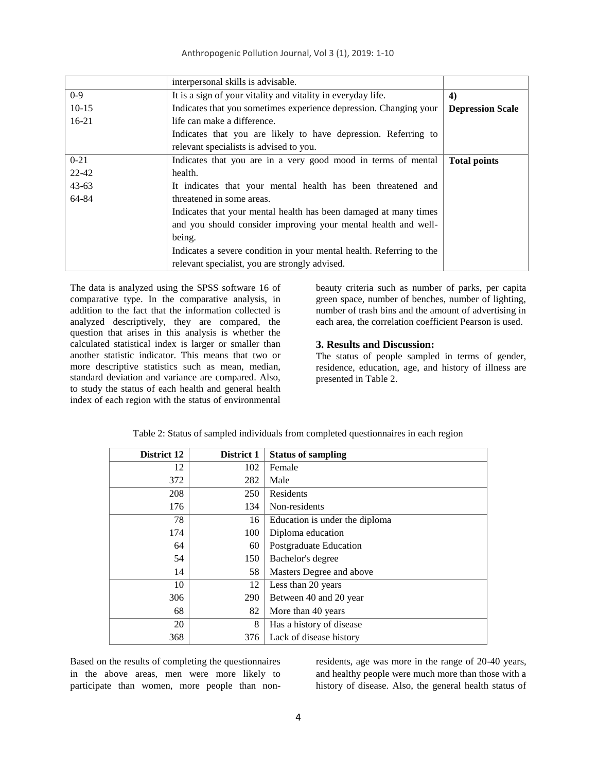| | | |
|---|---|---|
| | interpersonal skills is advisable. | |
| 0-9<br>10-15<br>16-21 | It is a sign of your vitality and vitality in everyday life.<br>Indicates that you sometimes experience depression. Changing your life can make a difference.<br>Indicates that you are likely to have depression. Referring to relevant specialists is advised to you. | **4) Depression Scale** |
| 0-21<br>22-42<br>43-63<br>64-84 | Indicates that you are in a very good mood in terms of mental health.<br>It indicates that your mental health has been threatened and threatened in some areas.<br>Indicates that your mental health has been damaged at many times and you should consider improving your mental health and well-being.<br>Indicates a severe condition in your mental health. Referring to the relevant specialist, you are strongly advised. | **Total points** |

The data is analyzed using the SPSS software 16 of comparative type. In the comparative analysis, in addition to the fact that the information collected is analyzed descriptively, they are compared, the question that arises in this analysis is whether the calculated statistical index is larger or smaller than another statistic indicator. This means that two or more descriptive statistics such as mean, median, standard deviation and variance are compared. Also, to study the status of each health and general health index of each region with the status of environmental beauty criteria such as number of parks, per capita green space, number of benches, number of lighting, number of trash bins and the amount of advertising in each area, the correlation coefficient Pearson is used.

## 3. Results and Discussion:

The status of people sampled in terms of gender, residence, education, age, and history of illness are presented in Table 2.

Table 2: Status of sampled individuals from completed questionnaires in each region

| District 12 | District 1 | Status of sampling |
|---:|---:|---|
| 12 | 102 | Female |
| 372 | 282 | Male |
| 208 | 250 | Residents |
| 176 | 134 | Non-residents |
| 78 | 16 | Education is under the diploma |
| 174 | 100 | Diploma education |
| 64 | 60 | Postgraduate Education |
| 54 | 150 | Bachelor's degree |
| 14 | 58 | Masters Degree and above |
| 10 | 12 | Less than 20 years |
| 306 | 290 | Between 40 and 20 year |
| 68 | 82 | More than 40 years |
| 20 | 8 | Has a history of disease |
| 368 | 376 | Lack of disease history |

Based on the results of completing the questionnaires in the above areas, men were more likely to participate than women, more people than non-residents, age was more in the range of 20-40 years, and healthy people were much more than those with a history of disease. Also, the general health status of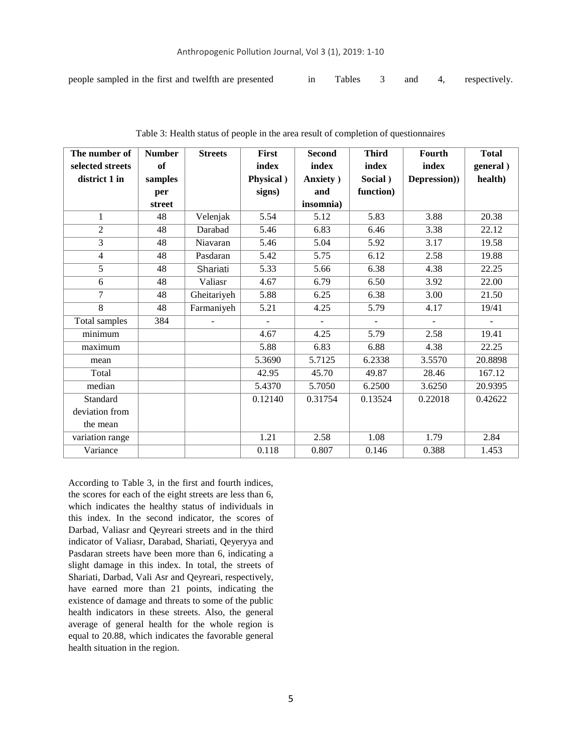people sampled in the first and twelfth are presented in Tables 3 and 4, respectively.

Table 3: Health status of people in the area result of completion of questionnaires

| The number of selected streets district 1 in | Number of samples per street | Streets | First index Physical ) signs) | Second index Anxiety ) and insomnia) | Third index Social ) function) | Fourth index Depression)) | Total general ) health) |
|---|---|---|---|---|---|---|---|
| 1 | 48 | Velenjak | 5.54 | 5.12 | 5.83 | 3.88 | 20.38 |
| 2 | 48 | Darabad | 5.46 | 6.83 | 6.46 | 3.38 | 22.12 |
| 3 | 48 | Niavaran | 5.46 | 5.04 | 5.92 | 3.17 | 19.58 |
| 4 | 48 | Pasdaran | 5.42 | 5.75 | 6.12 | 2.58 | 19.88 |
| 5 | 48 | Shariati | 5.33 | 5.66 | 6.38 | 4.38 | 22.25 |
| 6 | 48 | Valiasr | 4.67 | 6.79 | 6.50 | 3.92 | 22.00 |
| 7 | 48 | Gheitariyeh | 5.88 | 6.25 | 6.38 | 3.00 | 21.50 |
| 8 | 48 | Farmaniyeh | 5.21 | 4.25 | 5.79 | 4.17 | 19/41 |
| Total samples | 384 | - | - | - | - | - | - |
| minimum | | | 4.67 | 4.25 | 5.79 | 2.58 | 19.41 |
| maximum | | | 5.88 | 6.83 | 6.88 | 4.38 | 22.25 |
| mean | | | 5.3690 | 5.7125 | 6.2338 | 3.5570 | 20.8898 |
| Total | | | 42.95 | 45.70 | 49.87 | 28.46 | 167.12 |
| median | | | 5.4370 | 5.7050 | 6.2500 | 3.6250 | 20.9395 |
| Standard deviation from the mean | | | 0.12140 | 0.31754 | 0.13524 | 0.22018 | 0.42622 |
| variation range | | | 1.21 | 2.58 | 1.08 | 1.79 | 2.84 |
| Variance | | | 0.118 | 0.807 | 0.146 | 0.388 | 1.453 |

According to Table 3, in the first and fourth indices, the scores for each of the eight streets are less than 6, which indicates the healthy status of individuals in this index. In the second indicator, the scores of Darbad, Valiasr and Qeyreari streets and in the third indicator of Valiasr, Darabad, Shariati, Qeyeryya and Pasdaran streets have been more than 6, indicating a slight damage in this index. In total, the streets of Shariati, Darbad, Vali Asr and Qeyreari, respectively, have earned more than 21 points, indicating the existence of damage and threats to some of the public health indicators in these streets. Also, the general average of general health for the whole region is equal to 20.88, which indicates the favorable general health situation in the region.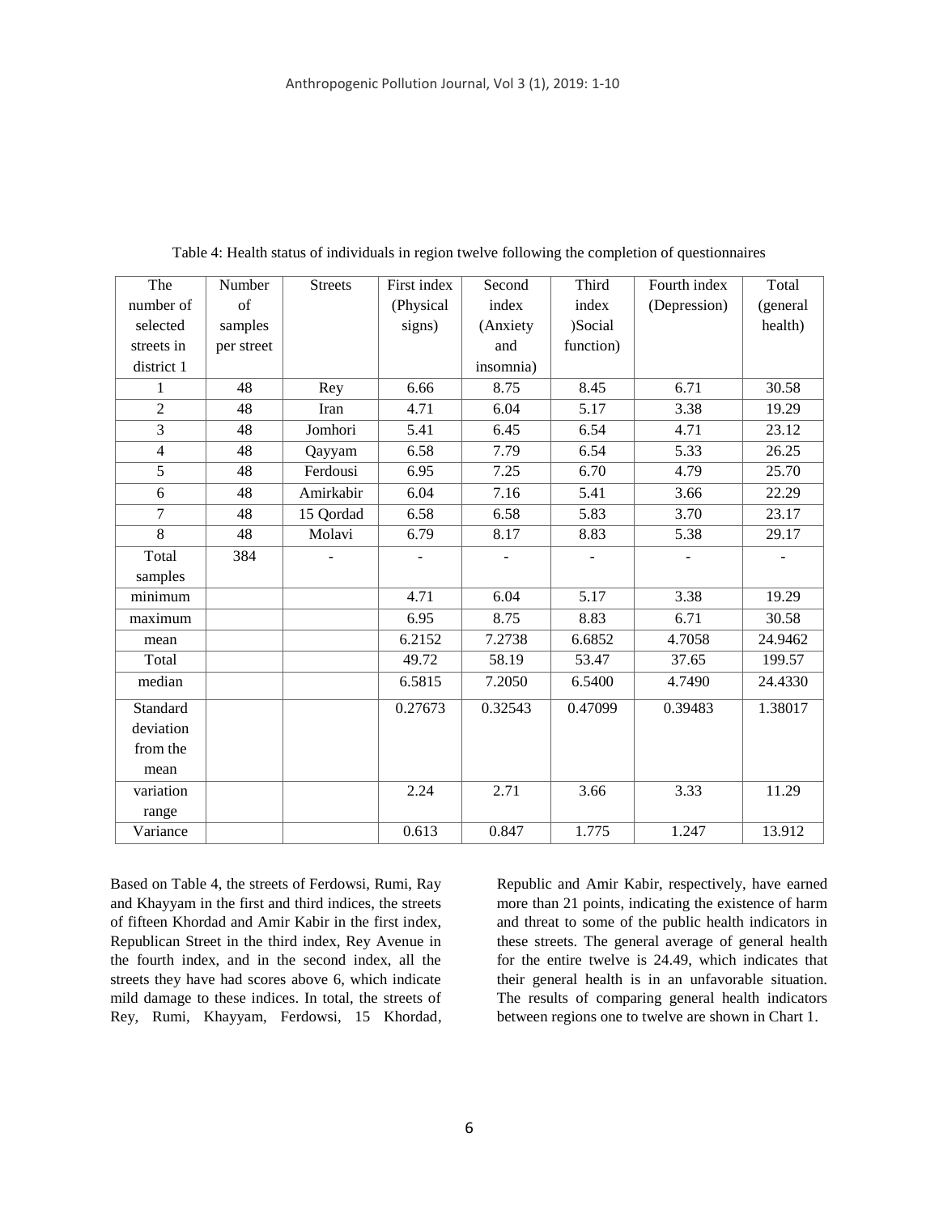Table 4: Health status of individuals in region twelve following the completion of questionnaires

| The number of selected streets in district 1 | Number of samples per street | Streets | First index (Physical signs) | Second index (Anxiety and insomnia) | Third index )Social function) | Fourth index (Depression) | Total (general health) |
|---|---|---|---|---|---|---|---|
| 1 | 48 | Rey | 6.66 | 8.75 | 8.45 | 6.71 | 30.58 |
| 2 | 48 | Iran | 4.71 | 6.04 | 5.17 | 3.38 | 19.29 |
| 3 | 48 | Jomhori | 5.41 | 6.45 | 6.54 | 4.71 | 23.12 |
| 4 | 48 | Qayyam | 6.58 | 7.79 | 6.54 | 5.33 | 26.25 |
| 5 | 48 | Ferdousi | 6.95 | 7.25 | 6.70 | 4.79 | 25.70 |
| 6 | 48 | Amirkabir | 6.04 | 7.16 | 5.41 | 3.66 | 22.29 |
| 7 | 48 | 15 Qordad | 6.58 | 6.58 | 5.83 | 3.70 | 23.17 |
| 8 | 48 | Molavi | 6.79 | 8.17 | 8.83 | 5.38 | 29.17 |
| Total samples | 384 | - | - | - | - | - | - |
| minimum | | | 4.71 | 6.04 | 5.17 | 3.38 | 19.29 |
| maximum | | | 6.95 | 8.75 | 8.83 | 6.71 | 30.58 |
| mean | | | 6.2152 | 7.2738 | 6.6852 | 4.7058 | 24.9462 |
| Total | | | 49.72 | 58.19 | 53.47 | 37.65 | 199.57 |
| median | | | 6.5815 | 7.2050 | 6.5400 | 4.7490 | 24.4330 |
| Standard deviation from the mean | | | 0.27673 | 0.32543 | 0.47099 | 0.39483 | 1.38017 |
| variation range | | | 2.24 | 2.71 | 3.66 | 3.33 | 11.29 |
| Variance | | | 0.613 | 0.847 | 1.775 | 1.247 | 13.912 |

Based on Table 4, the streets of Ferdowsi, Rumi, Ray and Khayyam in the first and third indices, the streets of fifteen Khordad and Amir Kabir in the first index, Republican Street in the third index, Rey Avenue in the fourth index, and in the second index, all the streets they have had scores above 6, which indicate mild damage to these indices. In total, the streets of Rey, Rumi, Khayyam, Ferdowsi, 15 Khordad, Republic and Amir Kabir, respectively, have earned more than 21 points, indicating the existence of harm and threat to some of the public health indicators in these streets. The general average of general health for the entire twelve is 24.49, which indicates that their general health is in an unfavorable situation. The results of comparing general health indicators between regions one to twelve are shown in Chart 1.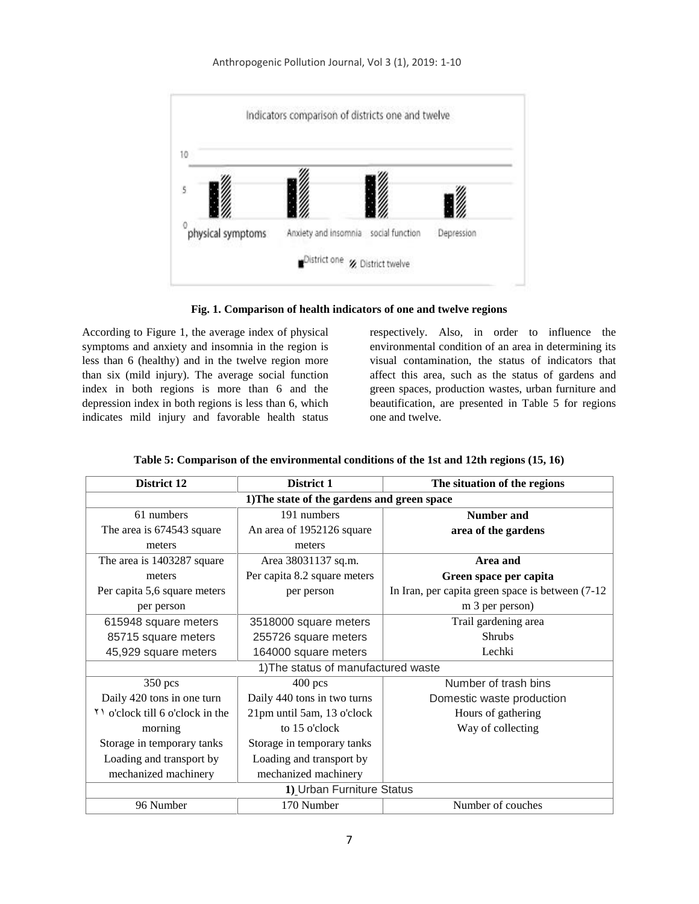**Fig. 1. Comparison of health indicators of one and twelve regions**

According to Figure 1, the average index of physical symptoms and anxiety and insomnia in the region is less than 6 (healthy) and in the twelve region more than six (mild injury). The average social function index in both regions is more than 6 and the depression index in both regions is less than 6, which indicates mild injury and favorable health status respectively. Also, in order to influence the environmental condition of an area in determining its visual contamination, the status of indicators that affect this area, such as the status of gardens and green spaces, production wastes, urban furniture and beautification, are presented in Table 5 for regions one and twelve.

**Table 5: Comparison of the environmental conditions of the 1st and 12th regions (15, 16)**

| District 12 | District 1 | The situation of the regions |
|---|---|---|
| **1)The state of the gardens and green space** | | |
| 61 numbers<br>The area is 674543 square meters | 191 numbers<br>An area of 1952126 square meters | **Number and area of the gardens** |
| The area is 1403287 square meters<br>Per capita 5,6 square meters per person | Area 38031137 sq.m.<br>Per capita 8.2 square meters per person | **Area and Green space per capita**<br>In Iran, per capita green space is between (7-12 m 3 per person) |
| 615948 square meters<br>85715 square meters<br>45,929 square meters | 3518000 square meters<br>255726 square meters<br>164000 square meters | Trail gardening area<br>Shrubs<br>Lechki |
| 1)The status of manufactured waste | | |
| 350 pcs<br>Daily 420 tons in one turn<br>۲۱ o'clock till 6 o'clock in the morning<br>Storage in temporary tanks<br>Loading and transport by mechanized machinery | 400 pcs<br>Daily 440 tons in two turns<br>21pm until 5am, 13 o'clock to 15 o'clock<br>Storage in temporary tanks<br>Loading and transport by mechanized machinery | Number of trash bins<br>Domestic waste production<br>Hours of gathering<br>Way of collecting |
| **1)** Urban Furniture Status | | |
| 96 Number | 170 Number | Number of couches |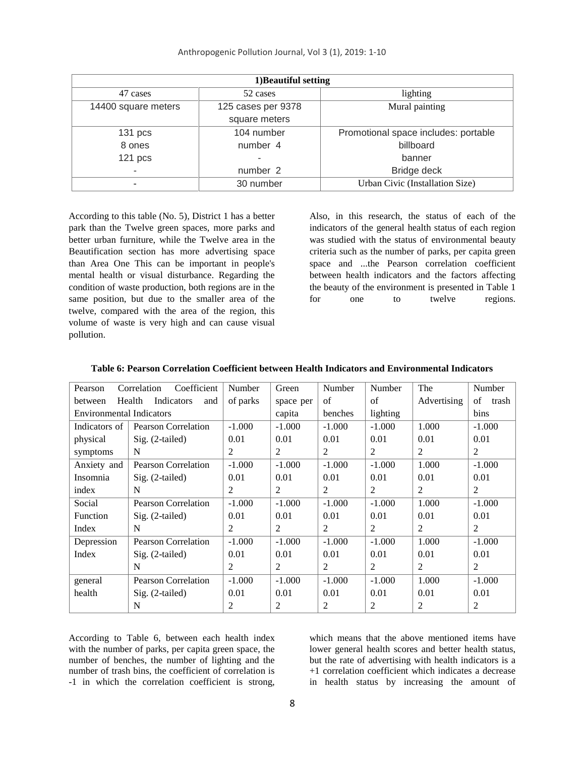| 1)Beautiful setting | | |
|---|---|---|
| 47 cases | 52 cases | lighting |
| 14400 square meters | 125 cases per 9378 square meters | Mural painting |
| 131 pcs | 104 number | Promotional space includes: portable |
| 8 ones | number 4 | billboard |
| 121 pcs | - | banner |
| - | number 2 | Bridge deck |
| - | 30 number | Urban Civic (Installation Size) |

According to this table (No. 5), District 1 has a better park than the Twelve green spaces, more parks and better urban furniture, while the Twelve area in the Beautification section has more advertising space than Area One This can be important in people's mental health or visual disturbance. Regarding the condition of waste production, both regions are in the same position, but due to the smaller area of the twelve, compared with the area of the region, this volume of waste is very high and can cause visual pollution.

Also, in this research, the status of each of the indicators of the general health status of each region was studied with the status of environmental beauty criteria such as the number of parks, per capita green space and ...the Pearson correlation coefficient between health indicators and the factors affecting the beauty of the environment is presented in Table 1 for one to twelve regions.

**Table 6: Pearson Correlation Coefficient between Health Indicators and Environmental Indicators**

| Pearson Correlation Coefficient between Health Indicators and Environmental Indicators | | Number of parks | Green space per capita | Number of benches | Number of lighting | The Advertising | Number of trash bins |
|---|---|---|---|---|---|---|---|
| Indicators of physical symptoms | Pearson Correlation | -1.000 | -1.000 | -1.000 | -1.000 | 1.000 | -1.000 |
| | Sig. (2-tailed) | 0.01 | 0.01 | 0.01 | 0.01 | 0.01 | 0.01 |
| | N | 2 | 2 | 2 | 2 | 2 | 2 |
| Anxiety and Insomnia index | Pearson Correlation | -1.000 | -1.000 | -1.000 | -1.000 | 1.000 | -1.000 |
| | Sig. (2-tailed) | 0.01 | 0.01 | 0.01 | 0.01 | 0.01 | 0.01 |
| | N | 2 | 2 | 2 | 2 | 2 | 2 |
| Social Function Index | Pearson Correlation | -1.000 | -1.000 | -1.000 | -1.000 | 1.000 | -1.000 |
| | Sig. (2-tailed) | 0.01 | 0.01 | 0.01 | 0.01 | 0.01 | 0.01 |
| | N | 2 | 2 | 2 | 2 | 2 | 2 |
| Depression Index | Pearson Correlation | -1.000 | -1.000 | -1.000 | -1.000 | 1.000 | -1.000 |
| | Sig. (2-tailed) | 0.01 | 0.01 | 0.01 | 0.01 | 0.01 | 0.01 |
| | N | 2 | 2 | 2 | 2 | 2 | 2 |
| general health | Pearson Correlation | -1.000 | -1.000 | -1.000 | -1.000 | 1.000 | -1.000 |
| | Sig. (2-tailed) | 0.01 | 0.01 | 0.01 | 0.01 | 0.01 | 0.01 |
| | N | 2 | 2 | 2 | 2 | 2 | 2 |

According to Table 6, between each health index with the number of parks, per capita green space, the number of benches, the number of lighting and the number of trash bins, the coefficient of correlation is -1 in which the correlation coefficient is strong, which means that the above mentioned items have lower general health scores and better health status, but the rate of advertising with health indicators is a +1 correlation coefficient which indicates a decrease in health status by increasing the amount of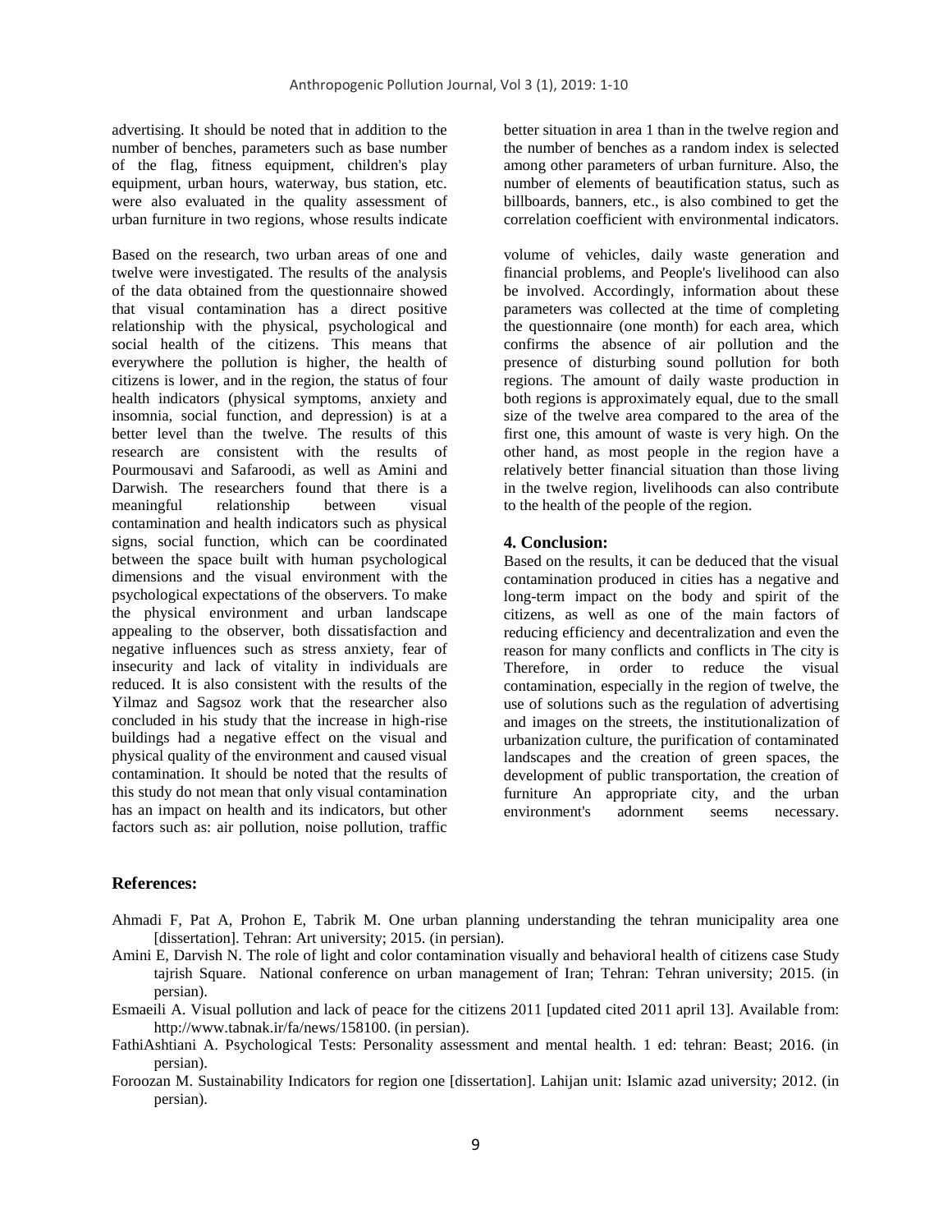advertising. It should be noted that in addition to the number of benches, parameters such as base number of the flag, fitness equipment, children's play equipment, urban hours, waterway, bus station, etc. were also evaluated in the quality assessment of urban furniture in two regions, whose results indicate better situation in area 1 than in the twelve region and the number of benches as a random index is selected among other parameters of urban furniture. Also, the number of elements of beautification status, such as billboards, banners, etc., is also combined to get the correlation coefficient with environmental indicators.

Based on the research, two urban areas of one and twelve were investigated. The results of the analysis of the data obtained from the questionnaire showed that visual contamination has a direct positive relationship with the physical, psychological and social health of the citizens. This means that everywhere the pollution is higher, the health of citizens is lower, and in the region, the status of four health indicators (physical symptoms, anxiety and insomnia, social function, and depression) is at a better level than the twelve. The results of this research are consistent with the results of Pourmousavi and Safaroodi, as well as Amini and Darwish. The researchers found that there is a meaningful relationship between visual contamination and health indicators such as physical signs, social function, which can be coordinated between the space built with human psychological dimensions and the visual environment with the psychological expectations of the observers. To make the physical environment and urban landscape appealing to the observer, both dissatisfaction and negative influences such as stress anxiety, fear of insecurity and lack of vitality in individuals are reduced. It is also consistent with the results of the Yilmaz and Sagsoz work that the researcher also concluded in his study that the increase in high-rise buildings had a negative effect on the visual and physical quality of the environment and caused visual contamination. It should be noted that the results of this study do not mean that only visual contamination has an impact on health and its indicators, but other factors such as: air pollution, noise pollution, traffic volume of vehicles, daily waste generation and financial problems, and People's livelihood can also be involved. Accordingly, information about these parameters was collected at the time of completing the questionnaire (one month) for each area, which confirms the absence of air pollution and the presence of disturbing sound pollution for both regions. The amount of daily waste production in both regions is approximately equal, due to the small size of the twelve area compared to the area of the first one, this amount of waste is very high. On the other hand, as most people in the region have a relatively better financial situation than those living in the twelve region, livelihoods can also contribute to the health of the people of the region.

## 4. Conclusion:

Based on the results, it can be deduced that the visual contamination produced in cities has a negative and long-term impact on the body and spirit of the citizens, as well as one of the main factors of reducing efficiency and decentralization and even the reason for many conflicts and conflicts in The city is Therefore, in order to reduce the visual contamination, especially in the region of twelve, the use of solutions such as the regulation of advertising and images on the streets, the institutionalization of urbanization culture, the purification of contaminated landscapes and the creation of green spaces, the development of public transportation, the creation of furniture An appropriate city, and the urban environment's adornment seems necessary.

## References:

Ahmadi F, Pat A, Prohon E, Tabrik M. One urban planning understanding the tehran municipality area one [dissertation]. Tehran: Art university; 2015. (in persian).

Amini E, Darvish N. The role of light and color contamination visually and behavioral health of citizens case Study tajrish Square. National conference on urban management of Iran; Tehran: Tehran university; 2015. (in persian).

Esmaeili A. Visual pollution and lack of peace for the citizens 2011 [updated cited 2011 april 13]. Available from: http://www.tabnak.ir/fa/news/158100. (in persian).

FathiAshtiani A. Psychological Tests: Personality assessment and mental health. 1 ed: tehran: Beast; 2016. (in persian).

Foroozan M. Sustainability Indicators for region one [dissertation]. Lahijan unit: Islamic azad university; 2012. (in persian).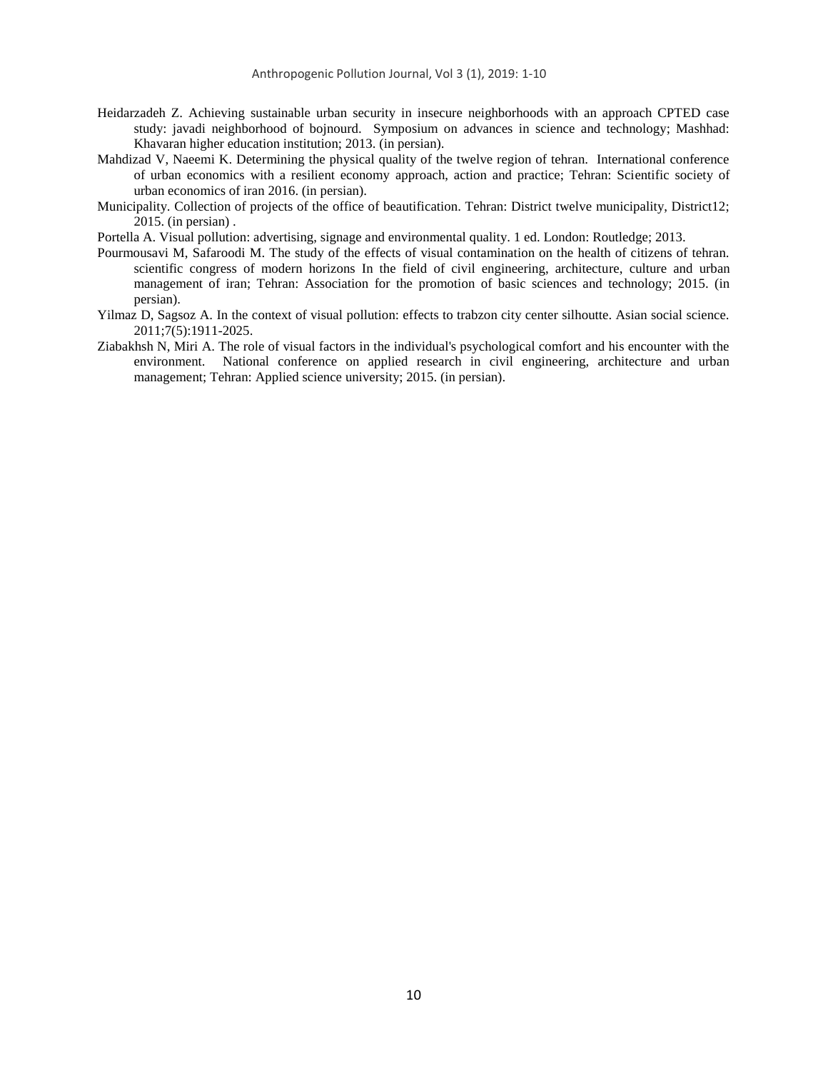Heidarzadeh Z. Achieving sustainable urban security in insecure neighborhoods with an approach CPTED case study: javadi neighborhood of bojnourd. Symposium on advances in science and technology; Mashhad: Khavaran higher education institution; 2013. (in persian).

Mahdizad V, Naeemi K. Determining the physical quality of the twelve region of tehran. International conference of urban economics with a resilient economy approach, action and practice; Tehran: Scientific society of urban economics of iran 2016. (in persian).

Municipality. Collection of projects of the office of beautification. Tehran: District twelve municipality, District12; 2015. (in persian) .

Portella A. Visual pollution: advertising, signage and environmental quality. 1 ed. London: Routledge; 2013.

Pourmousavi M, Safaroodi M. The study of the effects of visual contamination on the health of citizens of tehran. scientific congress of modern horizons In the field of civil engineering, architecture, culture and urban management of iran; Tehran: Association for the promotion of basic sciences and technology; 2015. (in persian).

Yilmaz D, Sagsoz A. In the context of visual pollution: effects to trabzon city center silhoutte. Asian social science. 2011;7(5):1911-2025.

Ziabakhsh N, Miri A. The role of visual factors in the individual's psychological comfort and his encounter with the environment. National conference on applied research in civil engineering, architecture and urban management; Tehran: Applied science university; 2015. (in persian).